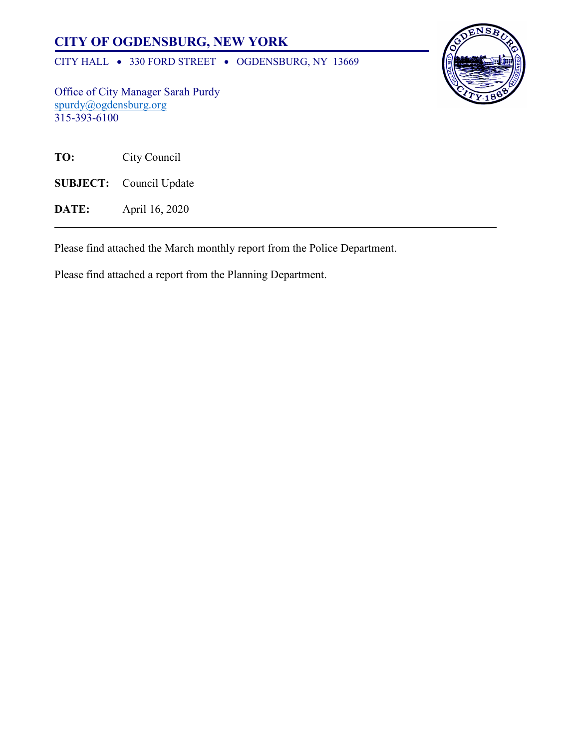# CITY OF OGDENSBURG, NEW YORK

CITY HALL • 330 FORD STREET • OGDENSBURG, NY 13669

Office of City Manager Sarah Purdy
spurdy@ogdensburg.org
315-393-6100

**TO:** City Council

**SUBJECT:** Council Update

**DATE:** April 16, 2020

---

Please find attached the March monthly report from the Police Department.

Please find attached a report from the Planning Department.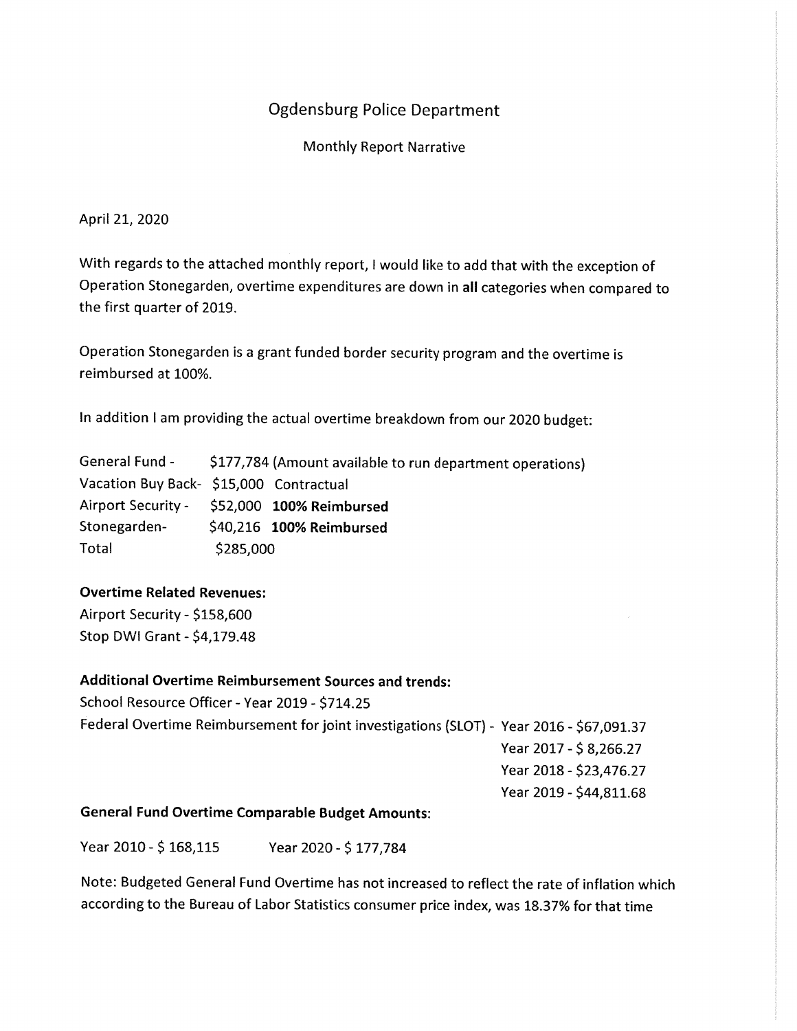# Ogdensburg Police Department

Monthly Report Narrative

April 21, 2020

With regards to the attached monthly report, I would like to add that with the exception of Operation Stonegarden, overtime expenditures are down in **all** categories when compared to the first quarter of 2019.

Operation Stonegarden is a grant funded border security program and the overtime is reimbursed at 100%.

In addition I am providing the actual overtime breakdown from our 2020 budget:

| | | |
|---|---|---|
| General Fund - | $177,784 | (Amount available to run department operations) |
| Vacation Buy Back- | $15,000 | Contractual |
| Airport Security - | $52,000 | **100% Reimbursed** |
| Stonegarden- | $40,216 | **100% Reimbursed** |
| Total | $285,000 | |

**Overtime Related Revenues:**

Airport Security - $158,600
Stop DWI Grant - $4,179.48

**Additional Overtime Reimbursement Sources and trends:**

School Resource Officer - Year 2019 - $714.25

Federal Overtime Reimbursement for joint investigations (SLOT) - Year 2016 - $67,091.37
Year 2017 - $ 8,266.27
Year 2018 - $23,476.27
Year 2019 - $44,811.68

**General Fund Overtime Comparable Budget Amounts:**

Year 2010 - $ 168,115 Year 2020 - $ 177,784

Note: Budgeted General Fund Overtime has not increased to reflect the rate of inflation which according to the Bureau of Labor Statistics consumer price index, was 18.37% for that time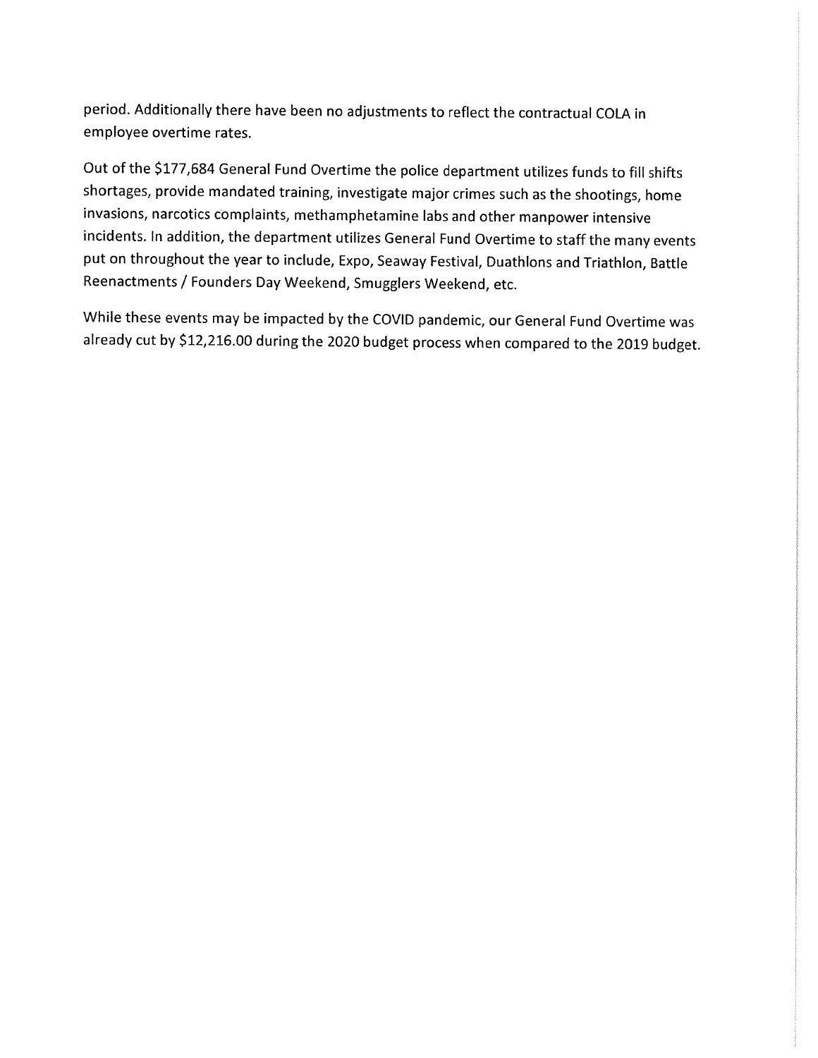period. Additionally there have been no adjustments to reflect the contractual COLA in employee overtime rates.

Out of the $177,684 General Fund Overtime the police department utilizes funds to fill shifts shortages, provide mandated training, investigate major crimes such as the shootings, home invasions, narcotics complaints, methamphetamine labs and other manpower intensive incidents. In addition, the department utilizes General Fund Overtime to staff the many events put on throughout the year to include, Expo, Seaway Festival, Duathlons and Triathlon, Battle Reenactments / Founders Day Weekend, Smugglers Weekend, etc.

While these events may be impacted by the COVID pandemic, our General Fund Overtime was already cut by $12,216.00 during the 2020 budget process when compared to the 2019 budget.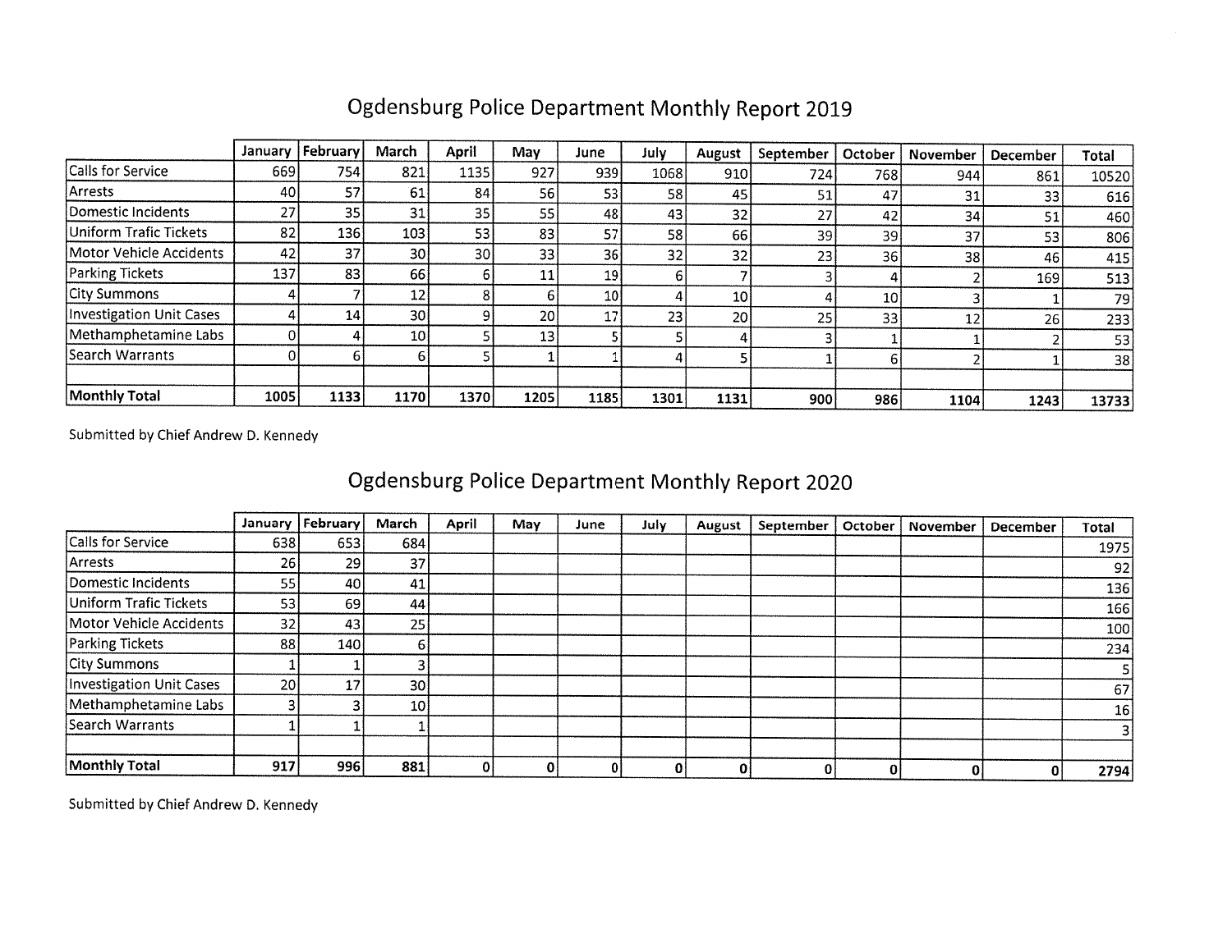## Ogdensburg Police Department Monthly Report 2019

| | January | February | March | April | May | June | July | August | September | October | November | December | Total |
|---|---|---|---|---|---|---|---|---|---|---|---|---|---|
| Calls for Service | 669 | 754 | 821 | 1135 | 927 | 939 | 1068 | 910 | 724 | 768 | 944 | 861 | 10520 |
| Arrests | 40 | 57 | 61 | 84 | 56 | 53 | 58 | 45 | 51 | 47 | 31 | 33 | 616 |
| Domestic Incidents | 27 | 35 | 31 | 35 | 55 | 48 | 43 | 32 | 27 | 42 | 34 | 51 | 460 |
| Uniform Trafic Tickets | 82 | 136 | 103 | 53 | 83 | 57 | 58 | 66 | 39 | 39 | 37 | 53 | 806 |
| Motor Vehicle Accidents | 42 | 37 | 30 | 30 | 33 | 36 | 32 | 32 | 23 | 36 | 38 | 46 | 415 |
| Parking Tickets | 137 | 83 | 66 | 6 | 11 | 19 | 6 | 7 | 3 | 4 | 2 | 169 | 513 |
| City Summons | 4 | 7 | 12 | 8 | 6 | 10 | 4 | 10 | 4 | 10 | 3 | 1 | 79 |
| Investigation Unit Cases | 4 | 14 | 30 | 9 | 20 | 17 | 23 | 20 | 25 | 33 | 12 | 26 | 233 |
| Methamphetamine Labs | 0 | 4 | 10 | 5 | 13 | 5 | 5 | 4 | 3 | 1 | 1 | 2 | 53 |
| Search Warrants | 0 | 6 | 6 | 5 | 1 | 1 | 4 | 5 | 1 | 6 | 2 | 1 | 38 |
| | | | | | | | | | | | | | |
| **Monthly Total** | **1005** | **1133** | **1170** | **1370** | **1205** | **1185** | **1301** | **1131** | **900** | **986** | **1104** | **1243** | **13733** |

Submitted by Chief Andrew D. Kennedy

## Ogdensburg Police Department Monthly Report 2020

| | January | February | March | April | May | June | July | August | September | October | November | December | Total |
|---|---|---|---|---|---|---|---|---|---|---|---|---|---|
| Calls for Service | 638 | 653 | 684 | | | | | | | | | | 1975 |
| Arrests | 26 | 29 | 37 | | | | | | | | | | 92 |
| Domestic Incidents | 55 | 40 | 41 | | | | | | | | | | 136 |
| Uniform Trafic Tickets | 53 | 69 | 44 | | | | | | | | | | 166 |
| Motor Vehicle Accidents | 32 | 43 | 25 | | | | | | | | | | 100 |
| Parking Tickets | 88 | 140 | 6 | | | | | | | | | | 234 |
| City Summons | 1 | 1 | 3 | | | | | | | | | | 5 |
| Investigation Unit Cases | 20 | 17 | 30 | | | | | | | | | | 67 |
| Methamphetamine Labs | 3 | 3 | 10 | | | | | | | | | | 16 |
| Search Warrants | 1 | 1 | 1 | | | | | | | | | | 3 |
| | | | | | | | | | | | | | |
| **Monthly Total** | **917** | **996** | **881** | **0** | **0** | **0** | **0** | **0** | **0** | **0** | **0** | **0** | **2794** |

Submitted by Chief Andrew D. Kennedy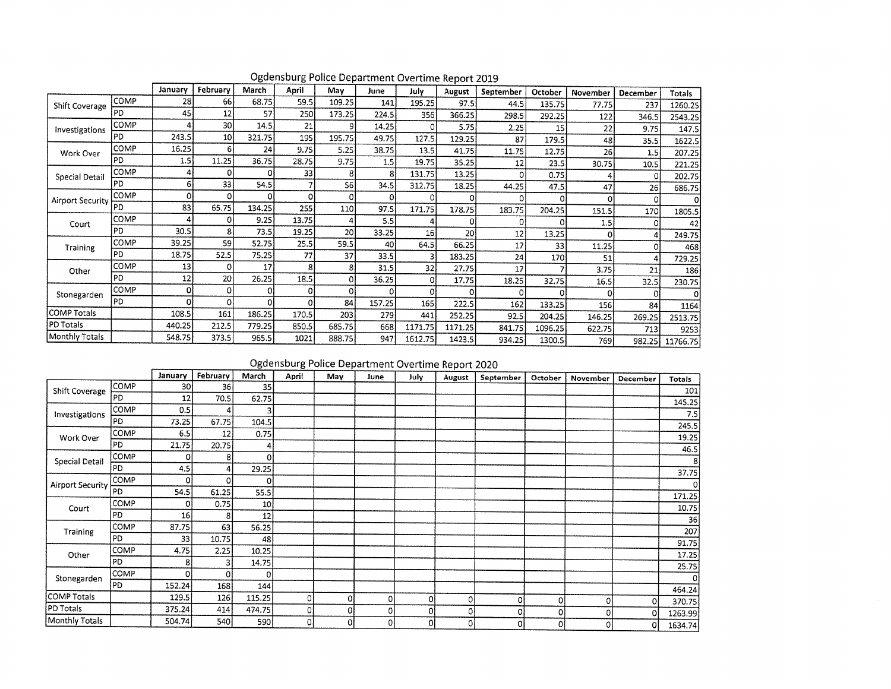## Ogdensburg Police Department Overtime Report 2019

| | | January | February | March | April | May | June | July | August | September | October | November | December | Totals |
|---|---|---|---|---|---|---|---|---|---|---|---|---|---|---|
| Shift Coverage | COMP | 28 | 66 | 68.75 | 59.5 | 109.25 | 141 | 195.25 | 97.5 | 44.5 | 135.75 | 77.75 | 237 | 1260.25 |
| | PD | 45 | 12 | 57 | 250 | 173.25 | 224.5 | 356 | 366.25 | 298.5 | 292.25 | 122 | 346.5 | 2543.25 |
| Investigations | COMP | 4 | 30 | 14.5 | 21 | 9 | 14.25 | 0 | 5.75 | 2.25 | 15 | 22 | 9.75 | 147.5 |
| | PD | 243.5 | 10 | 321.75 | 195 | 195.75 | 49.75 | 127.5 | 129.25 | 87 | 179.5 | 48 | 35.5 | 1622.5 |
| Work Over | COMP | 16.25 | 6 | 24 | 9.75 | 5.25 | 38.75 | 13.5 | 41.75 | 11.75 | 12.75 | 26 | 1.5 | 207.25 |
| | PD | 1.5 | 11.25 | 36.75 | 28.75 | 9.75 | 1.5 | 19.75 | 35.25 | 12 | 23.5 | 30.75 | 10.5 | 221.25 |
| Special Detail | COMP | 4 | 0 | 0 | 33 | 8 | 8 | 131.75 | 13.25 | 0 | 0.75 | 4 | 0 | 202.75 |
| | PD | 6 | 33 | 54.5 | 7 | 56 | 34.5 | 312.75 | 18.25 | 44.25 | 47.5 | 47 | 26 | 686.75 |
| Airport Security | COMP | 0 | 0 | 0 | 0 | 0 | 0 | 0 | 0 | 0 | 0 | 0 | 0 | 0 |
| | PD | 83 | 65.75 | 134.25 | 255 | 110 | 97.5 | 171.75 | 178.75 | 183.75 | 204.25 | 151.5 | 170 | 1805.5 |
| Court | COMP | 4 | 0 | 9.25 | 13.75 | 4 | 5.5 | 4 | 0 | 0 | 0 | 1.5 | 0 | 42 |
| | PD | 30.5 | 8 | 73.5 | 19.25 | 20 | 33.25 | 16 | 20 | 12 | 13.25 | 0 | 4 | 249.75 |
| Training | COMP | 39.25 | 59 | 52.75 | 25.5 | 59.5 | 40 | 64.5 | 66.25 | 17 | 33 | 11.25 | 0 | 468 |
| | PD | 18.75 | 52.5 | 75.25 | 77 | 37 | 33.5 | 3 | 183.25 | 24 | 170 | 51 | 4 | 729.25 |
| Other | COMP | 13 | 0 | 17 | 8 | 8 | 31.5 | 32 | 27.75 | 17 | 7 | 3.75 | 21 | 186 |
| | PD | 12 | 20 | 26.25 | 18.5 | 0 | 36.25 | 0 | 17.75 | 18.25 | 32.75 | 16.5 | 32.5 | 230.75 |
| Stonegarden | COMP | 0 | 0 | 0 | 0 | 0 | 0 | 0 | 0 | 0 | 0 | 0 | 0 | 0 |
| | PD | 0 | 0 | 0 | 0 | 84 | 157.25 | 165 | 222.5 | 162 | 133.25 | 156 | 84 | 1164 |
| COMP Totals | | 108.5 | 161 | 186.25 | 170.5 | 203 | 279 | 441 | 252.25 | 92.5 | 204.25 | 146.25 | 269.25 | 2513.75 |
| PD Totals | | 440.25 | 212.5 | 779.25 | 850.5 | 685.75 | 668 | 1171.75 | 1171.25 | 841.75 | 1096.25 | 622.75 | 713 | 9253 |
| Monthly Totals | | 548.75 | 373.5 | 965.5 | 1021 | 888.75 | 947 | 1612.75 | 1423.5 | 934.25 | 1300.5 | 769 | 982.25 | 11766.75 |

## Ogdensburg Police Department Overtime Report 2020

| | | January | February | March | April | May | June | July | August | September | October | November | December | Totals |
|---|---|---|---|---|---|---|---|---|---|---|---|---|---|---|
| Shift Coverage | COMP | 30 | 36 | 35 | | | | | | | | | | 101 |
| | PD | 12 | 70.5 | 62.75 | | | | | | | | | | 145.25 |
| Investigations | COMP | 0.5 | 4 | 3 | | | | | | | | | | 7.5 |
| | PD | 73.25 | 67.75 | 104.5 | | | | | | | | | | 245.5 |
| Work Over | COMP | 6.5 | 12 | 0.75 | | | | | | | | | | 19.25 |
| | PD | 21.75 | 20.75 | 4 | | | | | | | | | | 46.5 |
| Special Detail | COMP | 0 | 8 | 0 | | | | | | | | | | 8 |
| | PD | 4.5 | 4 | 29.25 | | | | | | | | | | 37.75 |
| Airport Security | COMP | 0 | 0 | 0 | | | | | | | | | | 0 |
| | PD | 54.5 | 61.25 | 55.5 | | | | | | | | | | 171.25 |
| Court | COMP | 0 | 0.75 | 10 | | | | | | | | | | 10.75 |
| | PD | 16 | 8 | 12 | | | | | | | | | | 36 |
| Training | COMP | 87.75 | 63 | 56.25 | | | | | | | | | | 207 |
| | PD | 33 | 10.75 | 48 | | | | | | | | | | 91.75 |
| Other | COMP | 4.75 | 2.25 | 10.25 | | | | | | | | | | 17.25 |
| | PD | 8 | 3 | 14.75 | | | | | | | | | | 25.75 |
| Stonegarden | COMP | 0 | 0 | 0 | | | | | | | | | | 0 |
| | PD | 152.24 | 168 | 144 | | | | | | | | | | 464.24 |
| COMP Totals | | 129.5 | 126 | 115.25 | 0 | 0 | 0 | 0 | 0 | 0 | 0 | 0 | 0 | 370.75 |
| PD Totals | | 375.24 | 414 | 474.75 | 0 | 0 | 0 | 0 | 0 | 0 | 0 | 0 | 0 | 1263.99 |
| Monthly Totals | | 504.74 | 540 | 590 | 0 | 0 | 0 | 0 | 0 | 0 | 0 | 0 | 0 | 1634.74 |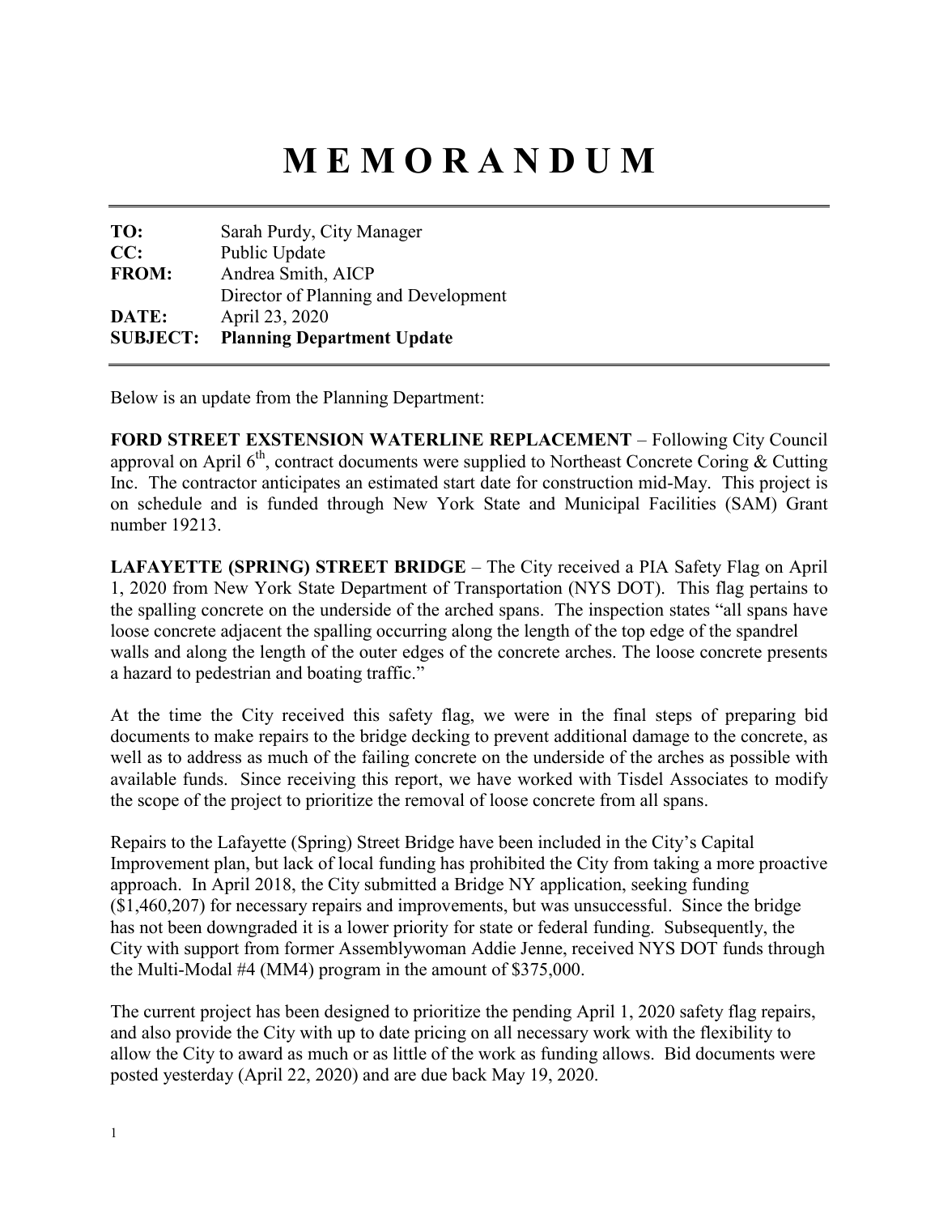# M E M O R A N D U M

**TO:** Sarah Purdy, City Manager
**CC:** Public Update
**FROM:** Andrea Smith, AICP
Director of Planning and Development
**DATE:** April 23, 2020
**SUBJECT: Planning Department Update**

Below is an update from the Planning Department:

**FORD STREET EXSTENSION WATERLINE REPLACEMENT** – Following City Council approval on April 6th, contract documents were supplied to Northeast Concrete Coring & Cutting Inc. The contractor anticipates an estimated start date for construction mid-May. This project is on schedule and is funded through New York State and Municipal Facilities (SAM) Grant number 19213.

**LAFAYETTE (SPRING) STREET BRIDGE** – The City received a PIA Safety Flag on April 1, 2020 from New York State Department of Transportation (NYS DOT). This flag pertains to the spalling concrete on the underside of the arched spans. The inspection states "all spans have loose concrete adjacent the spalling occurring along the length of the top edge of the spandrel walls and along the length of the outer edges of the concrete arches. The loose concrete presents a hazard to pedestrian and boating traffic."

At the time the City received this safety flag, we were in the final steps of preparing bid documents to make repairs to the bridge decking to prevent additional damage to the concrete, as well as to address as much of the failing concrete on the underside of the arches as possible with available funds. Since receiving this report, we have worked with Tisdel Associates to modify the scope of the project to prioritize the removal of loose concrete from all spans.

Repairs to the Lafayette (Spring) Street Bridge have been included in the City's Capital Improvement plan, but lack of local funding has prohibited the City from taking a more proactive approach. In April 2018, the City submitted a Bridge NY application, seeking funding ($1,460,207) for necessary repairs and improvements, but was unsuccessful. Since the bridge has not been downgraded it is a lower priority for state or federal funding. Subsequently, the City with support from former Assemblywoman Addie Jenne, received NYS DOT funds through the Multi-Modal #4 (MM4) program in the amount of $375,000.

The current project has been designed to prioritize the pending April 1, 2020 safety flag repairs, and also provide the City with up to date pricing on all necessary work with the flexibility to allow the City to award as much or as little of the work as funding allows. Bid documents were posted yesterday (April 22, 2020) and are due back May 19, 2020.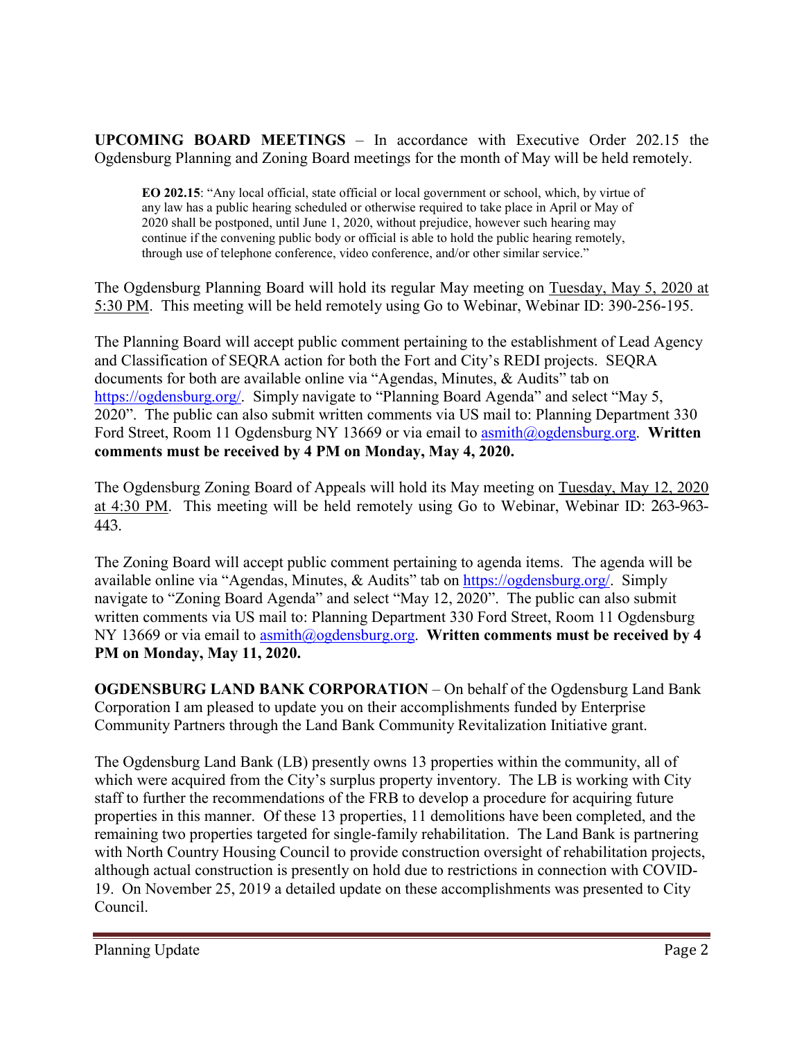**UPCOMING BOARD MEETINGS** – In accordance with Executive Order 202.15 the Ogdensburg Planning and Zoning Board meetings for the month of May will be held remotely.

> **EO 202.15**: "Any local official, state official or local government or school, which, by virtue of any law has a public hearing scheduled or otherwise required to take place in April or May of 2020 shall be postponed, until June 1, 2020, without prejudice, however such hearing may continue if the convening public body or official is able to hold the public hearing remotely, through use of telephone conference, video conference, and/or other similar service."

The Ogdensburg Planning Board will hold its regular May meeting on Tuesday, May 5, 2020 at 5:30 PM. This meeting will be held remotely using Go to Webinar, Webinar ID: 390-256-195.

The Planning Board will accept public comment pertaining to the establishment of Lead Agency and Classification of SEQRA action for both the Fort and City's REDI projects. SEQRA documents for both are available online via "Agendas, Minutes, & Audits" tab on https://ogdensburg.org/. Simply navigate to "Planning Board Agenda" and select "May 5, 2020". The public can also submit written comments via US mail to: Planning Department 330 Ford Street, Room 11 Ogdensburg NY 13669 or via email to asmith@ogdensburg.org. **Written comments must be received by 4 PM on Monday, May 4, 2020.**

The Ogdensburg Zoning Board of Appeals will hold its May meeting on Tuesday, May 12, 2020 at 4:30 PM. This meeting will be held remotely using Go to Webinar, Webinar ID: 263-963-443.

The Zoning Board will accept public comment pertaining to agenda items. The agenda will be available online via "Agendas, Minutes, & Audits" tab on https://ogdensburg.org/. Simply navigate to "Zoning Board Agenda" and select "May 12, 2020". The public can also submit written comments via US mail to: Planning Department 330 Ford Street, Room 11 Ogdensburg NY 13669 or via email to asmith@ogdensburg.org. **Written comments must be received by 4 PM on Monday, May 11, 2020.**

**OGDENSBURG LAND BANK CORPORATION** – On behalf of the Ogdensburg Land Bank Corporation I am pleased to update you on their accomplishments funded by Enterprise Community Partners through the Land Bank Community Revitalization Initiative grant.

The Ogdensburg Land Bank (LB) presently owns 13 properties within the community, all of which were acquired from the City's surplus property inventory. The LB is working with City staff to further the recommendations of the FRB to develop a procedure for acquiring future properties in this manner. Of these 13 properties, 11 demolitions have been completed, and the remaining two properties targeted for single-family rehabilitation. The Land Bank is partnering with North Country Housing Council to provide construction oversight of rehabilitation projects, although actual construction is presently on hold due to restrictions in connection with COVID-19. On November 25, 2019 a detailed update on these accomplishments was presented to City Council.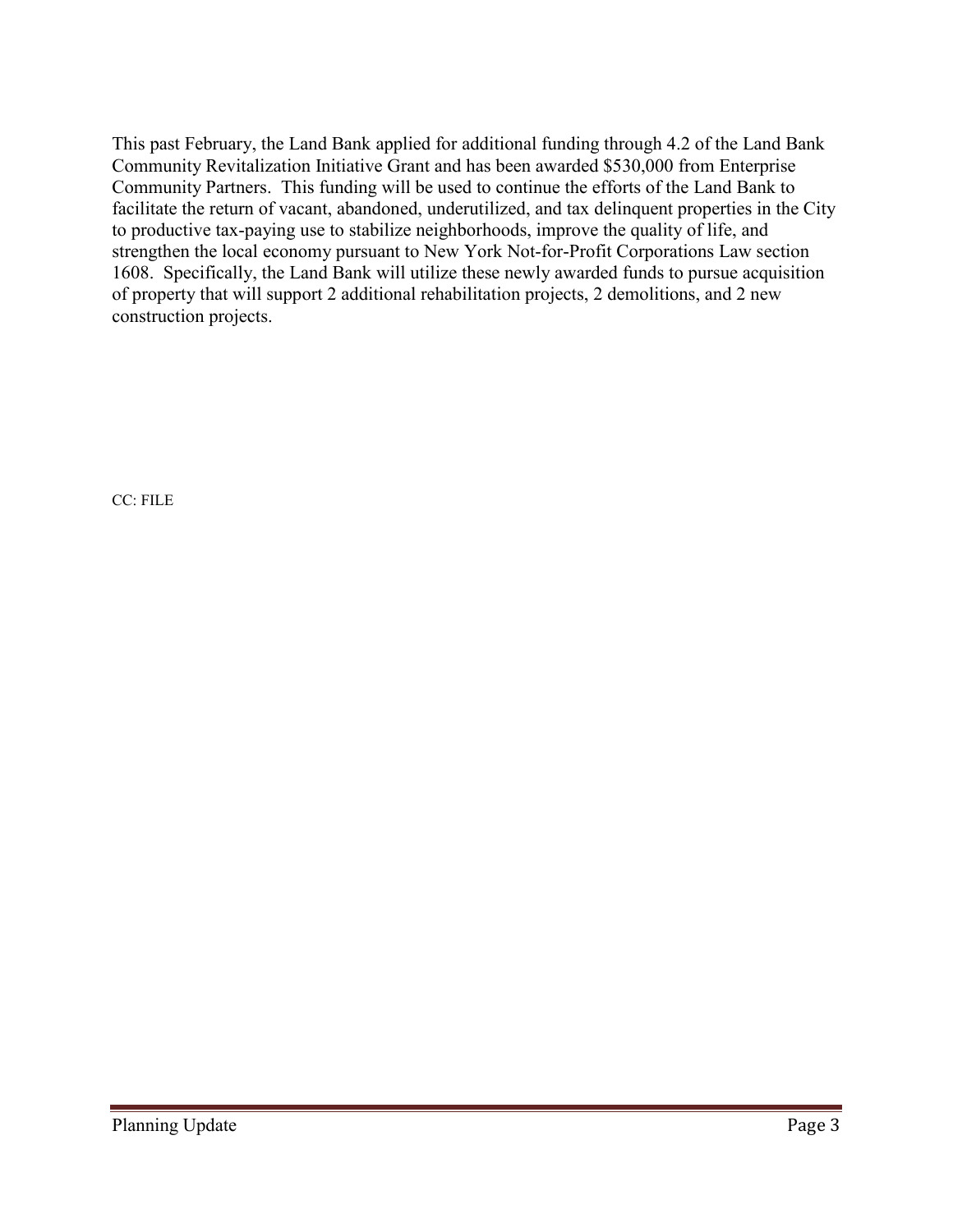This past February, the Land Bank applied for additional funding through 4.2 of the Land Bank Community Revitalization Initiative Grant and has been awarded $530,000 from Enterprise Community Partners. This funding will be used to continue the efforts of the Land Bank to facilitate the return of vacant, abandoned, underutilized, and tax delinquent properties in the City to productive tax-paying use to stabilize neighborhoods, improve the quality of life, and strengthen the local economy pursuant to New York Not-for-Profit Corporations Law section 1608. Specifically, the Land Bank will utilize these newly awarded funds to pursue acquisition of property that will support 2 additional rehabilitation projects, 2 demolitions, and 2 new construction projects.

CC: FILE